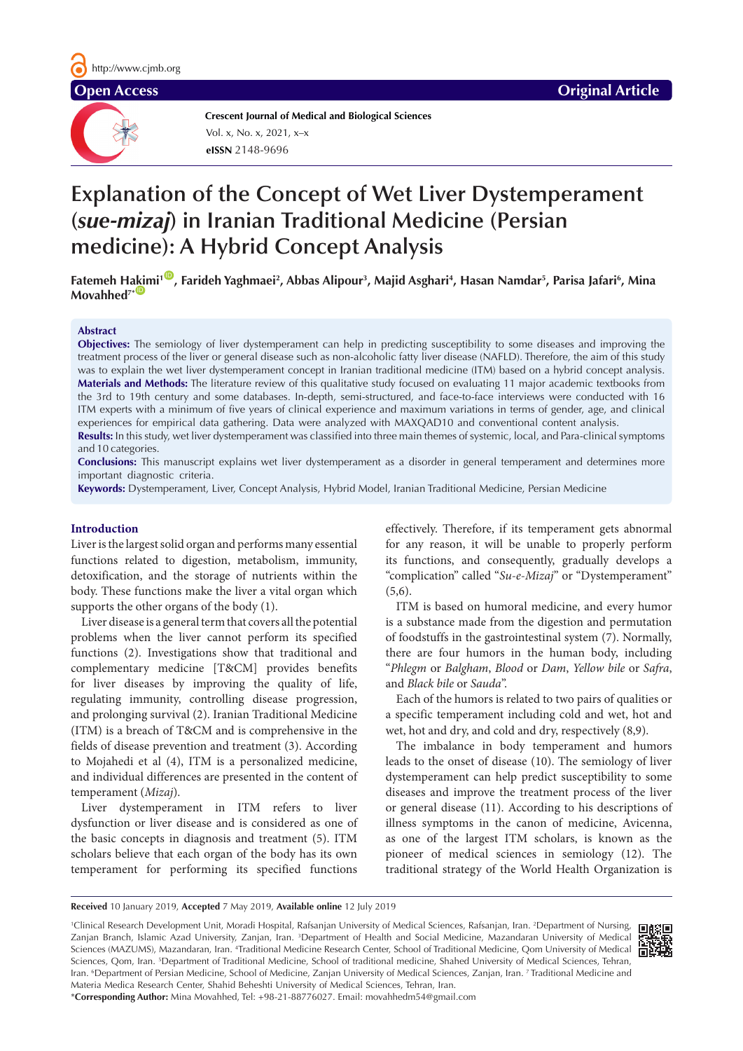# Explanation of the Concept of Wet Liver Dystemperament (*sue-mizaj*) in Iranian Traditional Medicine (Persian medicine): A Hybrid Concept Analysis

**Fatemeh Hakimi[1], Farideh Yaghmaei[2], Abbas Alipour[3], Majid Asghari[4], Hasan Namdar[5], Parisa Jafari[6], Mina Movahhed[7*]**

## Abstract

**Objectives:** The semiology of liver dystemperament can help in predicting susceptibility to some diseases and improving the treatment process of the liver or general disease such as non-alcoholic fatty liver disease (NAFLD). Therefore, the aim of this study was to explain the wet liver dystemperament concept in Iranian traditional medicine (ITM) based on a hybrid concept analysis.

**Materials and Methods:** The literature review of this qualitative study focused on evaluating 11 major academic textbooks from the 3rd to 19th century and some databases. In-depth, semi-structured, and face-to-face interviews were conducted with 16 ITM experts with a minimum of five years of clinical experience and maximum variations in terms of gender, age, and clinical experiences for empirical data gathering. Data were analyzed with MAXQAD10 and conventional content analysis.

**Results:** In this study, wet liver dystemperament was classified into three main themes of systemic, local, and Para-clinical symptoms and 10 categories.

**Conclusions:** This manuscript explains wet liver dystemperament as a disorder in general temperament and determines more important diagnostic criteria.

**Keywords:** Dystemperament, Liver, Concept Analysis, Hybrid Model, Iranian Traditional Medicine, Persian Medicine

## Introduction

Liver is the largest solid organ and performs many essential functions related to digestion, metabolism, immunity, detoxification, and the storage of nutrients within the body. These functions make the liver a vital organ which supports the other organs of the body (1).

Liver disease is a general term that covers all the potential problems when the liver cannot perform its specified functions (2). Investigations show that traditional and complementary medicine [T&CM] provides benefits for liver diseases by improving the quality of life, regulating immunity, controlling disease progression, and prolonging survival (2). Iranian Traditional Medicine (ITM) is a breach of T&CM and is comprehensive in the fields of disease prevention and treatment (3). According to Mojahedi et al (4), ITM is a personalized medicine, and individual differences are presented in the content of temperament (*Mizaj*).

Liver dystemperament in ITM refers to liver dysfunction or liver disease and is considered as one of the basic concepts in diagnosis and treatment (5). ITM scholars believe that each organ of the body has its own temperament for performing its specified functions effectively. Therefore, if its temperament gets abnormal for any reason, it will be unable to properly perform its functions, and consequently, gradually develops a "complication" called "*Su-e-Mizaj*" or "Dystemperament" (5,6).

ITM is based on humoral medicine, and every humor is a substance made from the digestion and permutation of foodstuffs in the gastrointestinal system (7). Normally, there are four humors in the human body, including "*Phlegm* or *Balgham*, *Blood* or *Dam*, *Yellow bile* or *Safra*, and *Black bile* or *Sauda*".

Each of the humors is related to two pairs of qualities or a specific temperament including cold and wet, hot and wet, hot and dry, and cold and dry, respectively (8,9).

The imbalance in body temperament and humors leads to the onset of disease (10). The semiology of liver dystemperament can help predict susceptibility to some diseases and improve the treatment process of the liver or general disease (11). According to his descriptions of illness symptoms in the canon of medicine, Avicenna, as one of the largest ITM scholars, is known as the pioneer of medical sciences in semiology (12). The traditional strategy of the World Health Organization is

**Received** 10 January 2019, **Accepted** 7 May 2019, **Available online** 12 July 2019

[1]Clinical Research Development Unit, Moradi Hospital, Rafsanjan University of Medical Sciences, Rafsanjan, Iran. [2]Department of Nursing, Zanjan Branch, Islamic Azad University, Zanjan, Iran. [3]Department of Health and Social Medicine, Mazandaran University of Medical Sciences (MAZUMS), Mazandaran, Iran. [4]Traditional Medicine Research Center, School of Traditional Medicine, Qom University of Medical Sciences, Qom, Iran. [5]Department of Traditional Medicine, School of traditional medicine, Shahed University of Medical Sciences, Tehran, Iran. [6]Department of Persian Medicine, School of Medicine, Zanjan University of Medical Sciences, Zanjan, Iran. [7]Traditional Medicine and Materia Medica Research Center, Shahid Beheshti University of Medical Sciences, Tehran, Iran.

\***Corresponding Author:** Mina Movahhed, Tel: +98-21-88776027. Email: movahhedm54@gmail.com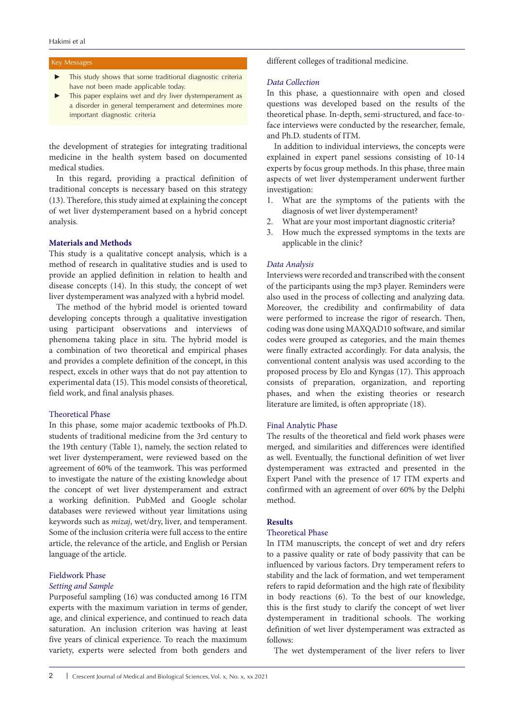Key Messages

- This study shows that some traditional diagnostic criteria have not been made applicable today.
- This paper explains wet and dry liver dystemperament as a disorder in general temperament and determines more important diagnostic criteria

the development of strategies for integrating traditional medicine in the health system based on documented medical studies.

In this regard, providing a practical definition of traditional concepts is necessary based on this strategy (13). Therefore, this study aimed at explaining the concept of wet liver dystemperament based on a hybrid concept analysis.

## Materials and Methods

This study is a qualitative concept analysis, which is a method of research in qualitative studies and is used to provide an applied definition in relation to health and disease concepts (14). In this study, the concept of wet liver dystemperament was analyzed with a hybrid model.

The method of the hybrid model is oriented toward developing concepts through a qualitative investigation using participant observations and interviews of phenomena taking place in situ. The hybrid model is a combination of two theoretical and empirical phases and provides a complete definition of the concept, in this respect, excels in other ways that do not pay attention to experimental data (15). This model consists of theoretical, field work, and final analysis phases.

### Theoretical Phase

In this phase, some major academic textbooks of Ph.D. students of traditional medicine from the 3rd century to the 19th century (Table 1), namely, the section related to wet liver dystemperament, were reviewed based on the agreement of 60% of the teamwork. This was performed to investigate the nature of the existing knowledge about the concept of wet liver dystemperament and extract a working definition. PubMed and Google scholar databases were reviewed without year limitations using keywords such as *mizaj*, wet/dry, liver, and temperament. Some of the inclusion criteria were full access to the entire article, the relevance of the article, and English or Persian language of the article.

### Fieldwork Phase

#### *Setting and Sample*

Purposeful sampling (16) was conducted among 16 ITM experts with the maximum variation in terms of gender, age, and clinical experience, and continued to reach data saturation. An inclusion criterion was having at least five years of clinical experience. To reach the maximum variety, experts were selected from both genders and different colleges of traditional medicine.

#### *Data Collection*

In this phase, a questionnaire with open and closed questions was developed based on the results of the theoretical phase. In-depth, semi-structured, and face-to-face interviews were conducted by the researcher, female, and Ph.D. students of ITM.

In addition to individual interviews, the concepts were explained in expert panel sessions consisting of 10-14 experts by focus group methods. In this phase, three main aspects of wet liver dystemperament underwent further investigation:

1. What are the symptoms of the patients with the diagnosis of wet liver dystemperament?
2. What are your most important diagnostic criteria?
3. How much the expressed symptoms in the texts are applicable in the clinic?

#### *Data Analysis*

Interviews were recorded and transcribed with the consent of the participants using the mp3 player. Reminders were also used in the process of collecting and analyzing data. Moreover, the credibility and confirmability of data were performed to increase the rigor of research. Then, coding was done using MAXQAD10 software, and similar codes were grouped as categories, and the main themes were finally extracted accordingly. For data analysis, the conventional content analysis was used according to the proposed process by Elo and Kyngas (17). This approach consists of preparation, organization, and reporting phases, and when the existing theories or research literature are limited, is often appropriate (18).

### Final Analytic Phase

The results of the theoretical and field work phases were merged, and similarities and differences were identified as well. Eventually, the functional definition of wet liver dystemperament was extracted and presented in the Expert Panel with the presence of 17 ITM experts and confirmed with an agreement of over 60% by the Delphi method.

## Results

### Theoretical Phase

In ITM manuscripts, the concept of wet and dry refers to a passive quality or rate of body passivity that can be influenced by various factors. Dry temperament refers to stability and the lack of formation, and wet temperament refers to rapid deformation and the high rate of flexibility in body reactions (6). To the best of our knowledge, this is the first study to clarify the concept of wet liver dystemperament in traditional schools. The working definition of wet liver dystemperament was extracted as follows:

The wet dystemperament of the liver refers to liver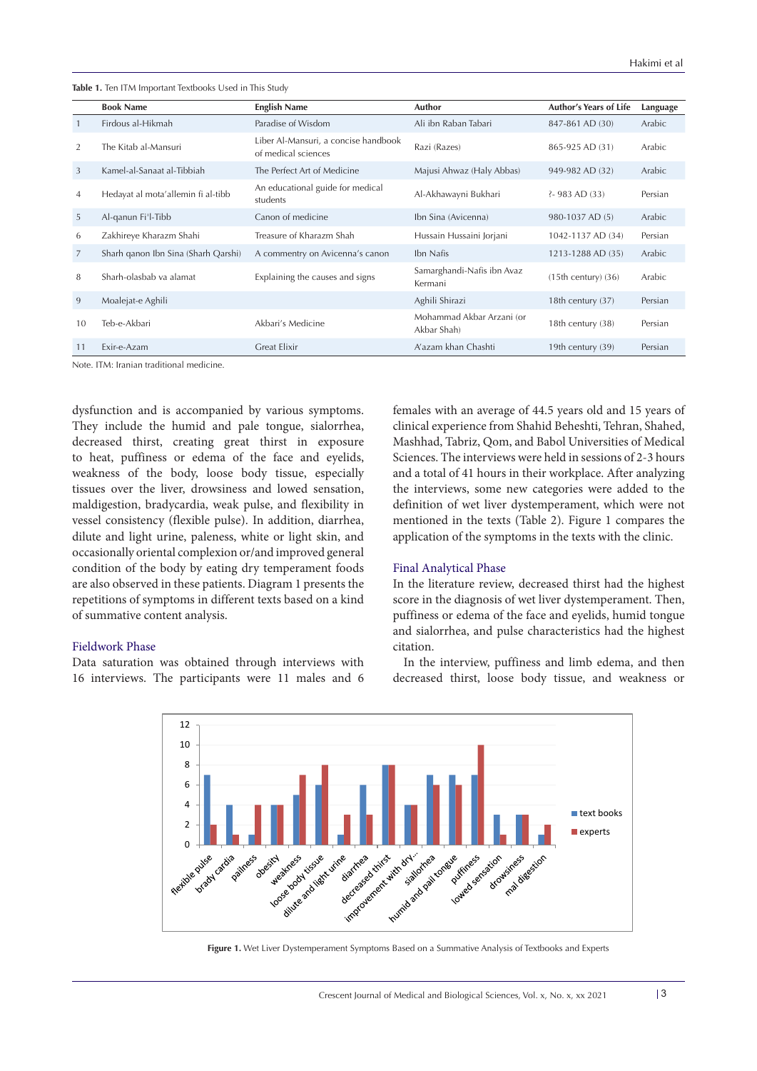**Table 1.** Ten ITM Important Textbooks Used in This Study

| | Book Name | English Name | Author | Author's Years of Life | Language |
|---|---|---|---|---|---|
| 1 | Firdous al-Hikmah | Paradise of Wisdom | Ali ibn Raban Tabari | 847-861 AD (30) | Arabic |
| 2 | The Kitab al-Mansuri | Liber Al-Mansuri, a concise handbook of medical sciences | Razi (Razes) | 865-925 AD (31) | Arabic |
| 3 | Kamel-al-Sanaat al-Tibbiah | The Perfect Art of Medicine | Majusi Ahwaz (Haly Abbas) | 949-982 AD (32) | Arabic |
| 4 | Hedayat al mota'allemin fi al-tibb | An educational guide for medical students | Al-Akhawayni Bukhari | ?- 983 AD (33) | Persian |
| 5 | Al-qanun Fi'l-Tibb | Canon of medicine | Ibn Sina (Avicenna) | 980-1037 AD (5) | Arabic |
| 6 | Zakhireye Kharazm Shahi | Treasure of Kharazm Shah | Hussain Hussaini Jorjani | 1042-1137 AD (34) | Persian |
| 7 | Sharh qanon Ibn Sina (Sharh Qarshi) | A commentry on Avicenna's canon | Ibn Nafis | 1213-1288 AD (35) | Arabic |
| 8 | Sharh-olasbab va alamat | Explaining the causes and signs | Samarghandi-Nafis ibn Avaz Kermani | (15th century) (36) | Arabic |
| 9 | Moalejat-e Aghili | | Aghili Shirazi | 18th century (37) | Persian |
| 10 | Teb-e-Akbari | Akbari's Medicine | Mohammad Akbar Arzani (or Akbar Shah) | 18th century (38) | Persian |
| 11 | Exir-e-Azam | Great Elixir | A'azam khan Chashti | 19th century (39) | Persian |

Note. ITM: Iranian traditional medicine.

dysfunction and is accompanied by various symptoms. They include the humid and pale tongue, sialorrhea, decreased thirst, creating great thirst in exposure to heat, puffiness or edema of the face and eyelids, weakness of the body, loose body tissue, especially tissues over the liver, drowsiness and lowed sensation, maldigestion, bradycardia, weak pulse, and flexibility in vessel consistency (flexible pulse). In addition, diarrhea, dilute and light urine, paleness, white or light skin, and occasionally oriental complexion or/and improved general condition of the body by eating dry temperament foods are also observed in these patients. Diagram 1 presents the repetitions of symptoms in different texts based on a kind of summative content analysis.

## Fieldwork Phase

Data saturation was obtained through interviews with 16 interviews. The participants were 11 males and 6 females with an average of 44.5 years old and 15 years of clinical experience from Shahid Beheshti, Tehran, Shahed, Mashhad, Tabriz, Qom, and Babol Universities of Medical Sciences. The interviews were held in sessions of 2-3 hours and a total of 41 hours in their workplace. After analyzing the interviews, some new categories were added to the definition of wet liver dystemperament, which were not mentioned in the texts (Table 2). Figure 1 compares the application of the symptoms in the texts with the clinic.

## Final Analytical Phase

In the literature review, decreased thirst had the highest score in the diagnosis of wet liver dystemperament. Then, puffiness or edema of the face and eyelids, humid tongue and sialorrhea, and pulse characteristics had the highest citation.

In the interview, puffiness and limb edema, and then decreased thirst, loose body tissue, and weakness or

**Figure 1.** Wet Liver Dystemperament Symptoms Based on a Summative Analysis of Textbooks and Experts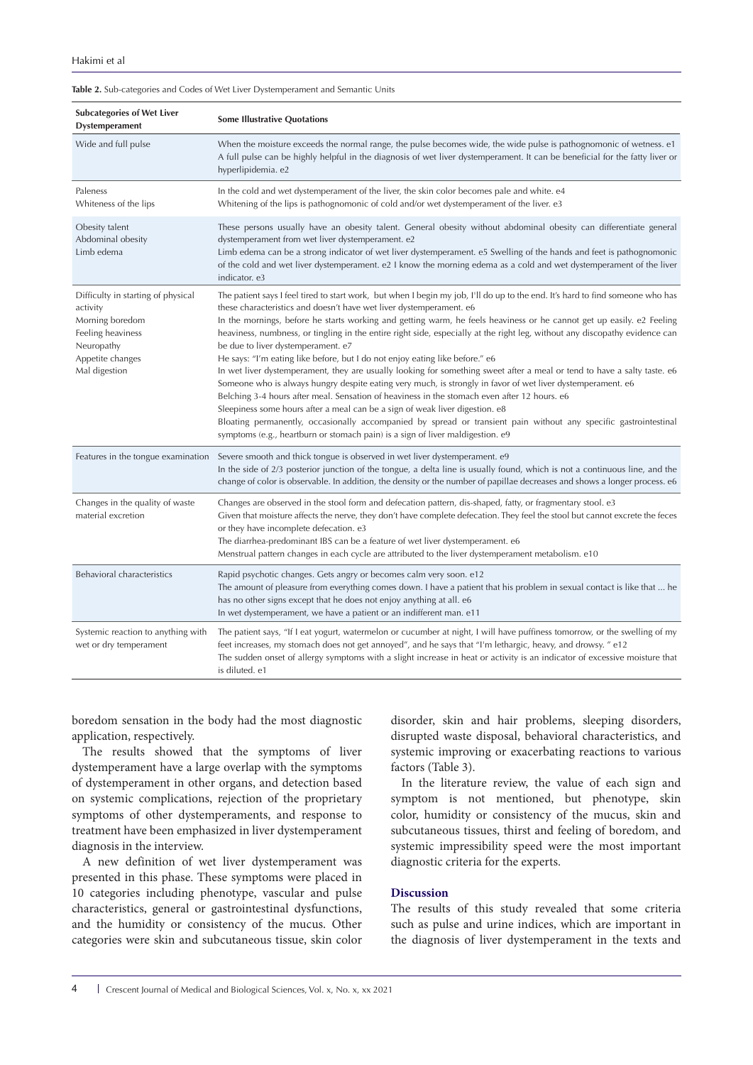**Table 2.** Sub-categories and Codes of Wet Liver Dystemperament and Semantic Units

| Subcategories of Wet Liver Dystemperament | Some Illustrative Quotations |
|---|---|
| Wide and full pulse | When the moisture exceeds the normal range, the pulse becomes wide, the wide pulse is pathognomonic of wetness. e1<br>A full pulse can be highly helpful in the diagnosis of wet liver dystemperament. It can be beneficial for the fatty liver or hyperlipidemia. e2 |
| Paleness<br>Whiteness of the lips | In the cold and wet dystemperament of the liver, the skin color becomes pale and white. e4<br>Whitening of the lips is pathognomonic of cold and/or wet dystemperament of the liver. e3 |
| Obesity talent<br>Abdominal obesity<br>Limb edema | These persons usually have an obesity talent. General obesity without abdominal obesity can differentiate general dystemperament from wet liver dystemperament. e2<br>Limb edema can be a strong indicator of wet liver dystemperament. e5 Swelling of the hands and feet is pathognomonic of the cold and wet liver dystemperament. e2 I know the morning edema as a cold and wet dystemperament of the liver indicator. e3 |
| Difficulty in starting of physical activity<br>Morning boredom<br>Feeling heaviness<br>Neuropathy<br>Appetite changes<br>Mal digestion | The patient says I feel tired to start work, but when I begin my job, I'll do up to the end. It's hard to find someone who has these characteristics and doesn't have wet liver dystemperament. e6<br>In the mornings, before he starts working and getting warm, he feels heaviness or he cannot get up easily. e2 Feeling heaviness, numbness, or tingling in the entire right side, especially at the right leg, without any discopathy evidence can be due to liver dystemperament. e7<br>He says: "I'm eating like before, but I do not enjoy eating like before." e6<br>In wet liver dystemperament, they are usually looking for something sweet after a meal or tend to have a salty taste. e6<br>Someone who is always hungry despite eating very much, is strongly in favor of wet liver dystemperament. e6<br>Belching 3-4 hours after meal. Sensation of heaviness in the stomach even after 12 hours. e6<br>Sleepiness some hours after a meal can be a sign of weak liver digestion. e8<br>Bloating permanently, occasionally accompanied by spread or transient pain without any specific gastrointestinal symptoms (e.g., heartburn or stomach pain) is a sign of liver maldigestion. e9 |
| Features in the tongue examination | Severe smooth and thick tongue is observed in wet liver dystemperament. e9<br>In the side of 2/3 posterior junction of the tongue, a delta line is usually found, which is not a continuous line, and the change of color is observable. In addition, the density or the number of papillae decreases and shows a longer process. e6 |
| Changes in the quality of waste material excretion | Changes are observed in the stool form and defecation pattern, dis-shaped, fatty, or fragmentary stool. e3<br>Given that moisture affects the nerve, they don't have complete defecation. They feel the stool but cannot excrete the feces or they have incomplete defecation. e3<br>The diarrhea-predominant IBS can be a feature of wet liver dystemperament. e6<br>Menstrual pattern changes in each cycle are attributed to the liver dystemperament metabolism. e10 |
| Behavioral characteristics | Rapid psychotic changes. Gets angry or becomes calm very soon. e12<br>The amount of pleasure from everything comes down. I have a patient that his problem in sexual contact is like that ... he has no other signs except that he does not enjoy anything at all. e6<br>In wet dystemperament, we have a patient or an indifferent man. e11 |
| Systemic reaction to anything with wet or dry temperament | The patient says, "If I eat yogurt, watermelon or cucumber at night, I will have puffiness tomorrow, or the swelling of my feet increases, my stomach does not get annoyed", and he says that "I'm lethargic, heavy, and drowsy. " e12<br>The sudden onset of allergy symptoms with a slight increase in heat or activity is an indicator of excessive moisture that is diluted. e1 |

boredom sensation in the body had the most diagnostic application, respectively.

The results showed that the symptoms of liver dystemperament have a large overlap with the symptoms of dystemperament in other organs, and detection based on systemic complications, rejection of the proprietary symptoms of other dystemperaments, and response to treatment have been emphasized in liver dystemperament diagnosis in the interview.

A new definition of wet liver dystemperament was presented in this phase. These symptoms were placed in 10 categories including phenotype, vascular and pulse characteristics, general or gastrointestinal dysfunctions, and the humidity or consistency of the mucus. Other categories were skin and subcutaneous tissue, skin color disorder, skin and hair problems, sleeping disorders, disrupted waste disposal, behavioral characteristics, and systemic improving or exacerbating reactions to various factors (Table 3).

In the literature review, the value of each sign and symptom is not mentioned, but phenotype, skin color, humidity or consistency of the mucus, skin and subcutaneous tissues, thirst and feeling of boredom, and systemic impressibility speed were the most important diagnostic criteria for the experts.

## Discussion

The results of this study revealed that some criteria such as pulse and urine indices, which are important in the diagnosis of liver dystemperament in the texts and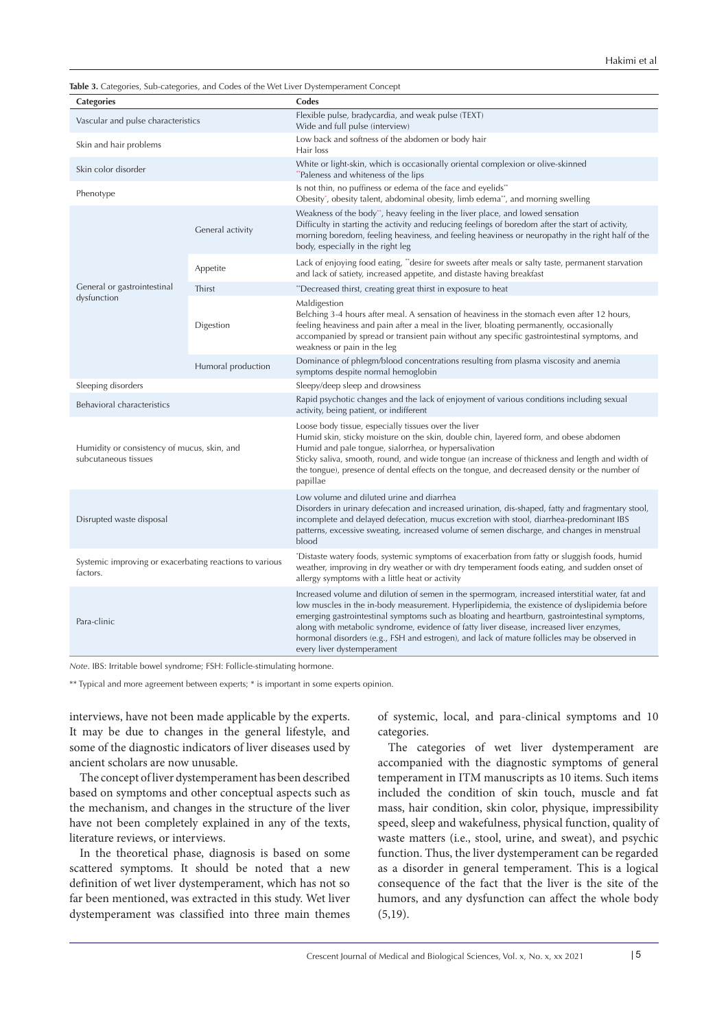**Table 3.** Categories, Sub-categories, and Codes of the Wet Liver Dystemperament Concept

| Categories | | Codes |
|---|---|---|
| Vascular and pulse characteristics | | Flexible pulse, bradycardia, and weak pulse (TEXT)<br>Wide and full pulse (interview) |
| Skin and hair problems | | Low back and softness of the abdomen or body hair<br>Hair loss |
| Skin color disorder | | White or light-skin, which is occasionally oriental complexion or olive-skinned<br>**Paleness and whiteness of the lips |
| Phenotype | | Is not thin, no puffiness or edema of the face and eyelids**<br>Obesity*, obesity talent, abdominal obesity, limb edema**, and morning swelling |
| General or gastrointestinal dysfunction | General activity | Weakness of the body**, heavy feeling in the liver place, and lowed sensation<br>Difficulty in starting the activity and reducing feelings of boredom after the start of activity, morning boredom, feeling heaviness, and feeling heaviness or neuropathy in the right half of the body, especially in the right leg |
| | Appetite | Lack of enjoying food eating, **desire for sweets after meals or salty taste, permanent starvation and lack of satiety, increased appetite, and distaste having breakfast |
| | Thirst | **Decreased thirst, creating great thirst in exposure to heat |
| | Digestion | Maldigestion<br>Belching 3-4 hours after meal. A sensation of heaviness in the stomach even after 12 hours, feeling heaviness and pain after a meal in the liver, bloating permanently, occasionally accompanied by spread or transient pain without any specific gastrointestinal symptoms, and weakness or pain in the leg |
| | Humoral production | Dominance of phlegm/blood concentrations resulting from plasma viscosity and anemia symptoms despite normal hemoglobin |
| Sleeping disorders | | Sleepy/deep sleep and drowsiness |
| Behavioral characteristics | | Rapid psychotic changes and the lack of enjoyment of various conditions including sexual activity, being patient, or indifferent |
| Humidity or consistency of mucus, skin, and subcutaneous tissues | | Loose body tissue, especially tissues over the liver<br>Humid skin, sticky moisture on the skin, double chin, layered form, and obese abdomen<br>Humid and pale tongue, sialorrhea, or hypersalivation<br>Sticky saliva, smooth, round, and wide tongue (an increase of thickness and length and width of the tongue), presence of dental effects on the tongue, and decreased density or the number of papillae |
| Disrupted waste disposal | | Low volume and diluted urine and diarrhea<br>Disorders in urinary defecation and increased urination, dis-shaped, fatty and fragmentary stool, incomplete and delayed defecation, mucus excretion with stool, diarrhea-predominant IBS patterns, excessive sweating, increased volume of semen discharge, and changes in menstrual blood |
| Systemic improving or exacerbating reactions to various factors. | | *Distaste watery foods, systemic symptoms of exacerbation from fatty or sluggish foods, humid weather, improving in dry weather or with dry temperament foods eating, and sudden onset of allergy symptoms with a little heat or activity |
| Para-clinic | | Increased volume and dilution of semen in the spermogram, increased interstitial water, fat and low muscles in the in-body measurement. Hyperlipidemia, the existence of dyslipidemia before emerging gastrointestinal symptoms such as bloating and heartburn, gastrointestinal symptoms, along with metabolic syndrome, evidence of fatty liver disease, increased liver enzymes, hormonal disorders (e.g., FSH and estrogen), and lack of mature follicles may be observed in every liver dystemperament |

*Note*. IBS: Irritable bowel syndrome; FSH: Follicle-stimulating hormone.

** Typical and more agreement between experts; * is important in some experts opinion.

interviews, have not been made applicable by the experts. It may be due to changes in the general lifestyle, and some of the diagnostic indicators of liver diseases used by ancient scholars are now unusable.

The concept of liver dystemperament has been described based on symptoms and other conceptual aspects such as the mechanism, and changes in the structure of the liver have not been completely explained in any of the texts, literature reviews, or interviews.

In the theoretical phase, diagnosis is based on some scattered symptoms. It should be noted that a new definition of wet liver dystemperament, which has not so far been mentioned, was extracted in this study. Wet liver dystemperament was classified into three main themes of systemic, local, and para-clinical symptoms and 10 categories.

The categories of wet liver dystemperament are accompanied with the diagnostic symptoms of general temperament in ITM manuscripts as 10 items. Such items included the condition of skin touch, muscle and fat mass, hair condition, skin color, physique, impressibility speed, sleep and wakefulness, physical function, quality of waste matters (i.e., stool, urine, and sweat), and psychic function. Thus, the liver dystemperament can be regarded as a disorder in general temperament. This is a logical consequence of the fact that the liver is the site of the humors, and any dysfunction can affect the whole body (5,19).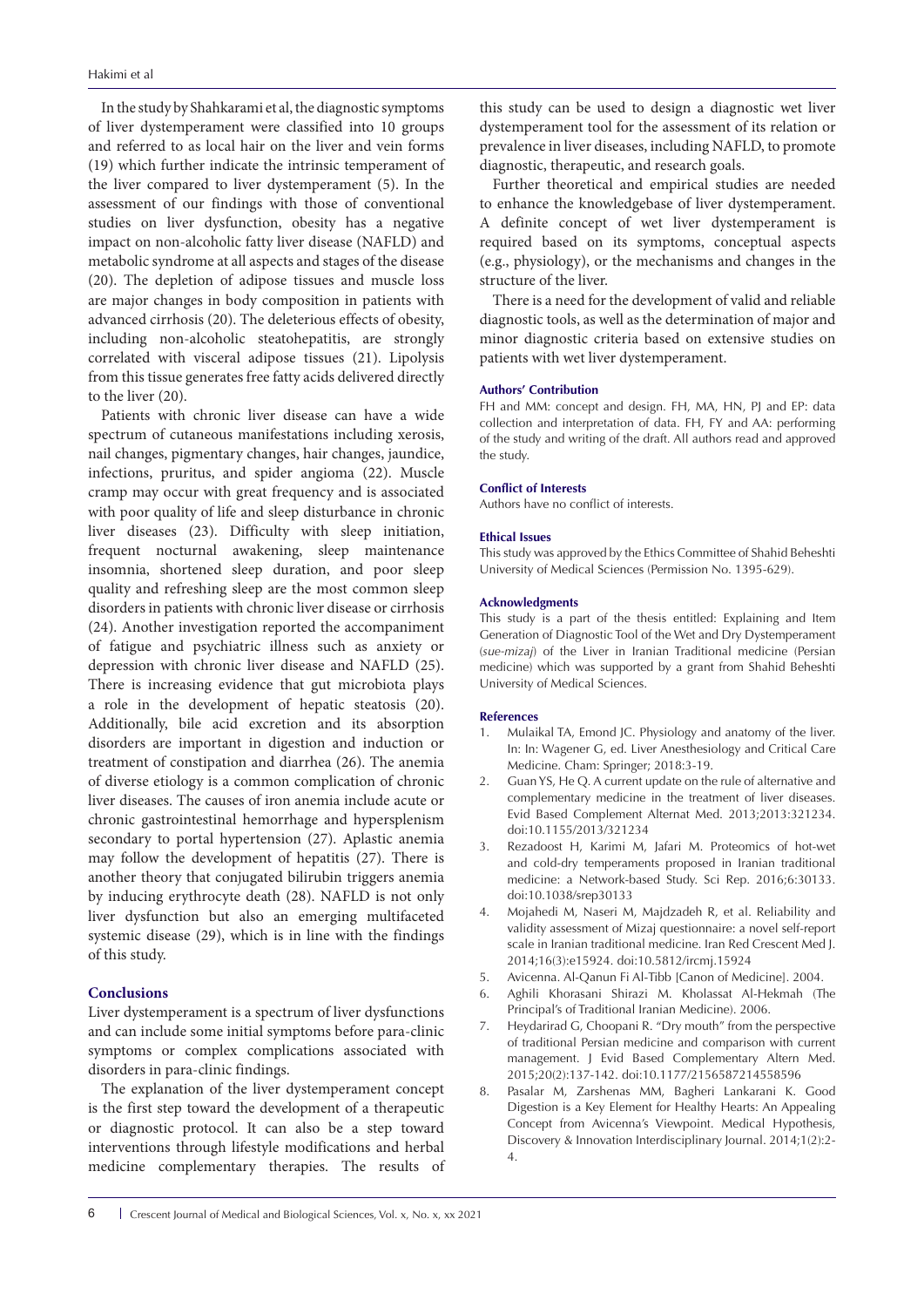In the study by Shahkarami et al, the diagnostic symptoms of liver dystemperament were classified into 10 groups and referred to as local hair on the liver and vein forms (19) which further indicate the intrinsic temperament of the liver compared to liver dystemperament (5). In the assessment of our findings with those of conventional studies on liver dysfunction, obesity has a negative impact on non-alcoholic fatty liver disease (NAFLD) and metabolic syndrome at all aspects and stages of the disease (20). The depletion of adipose tissues and muscle loss are major changes in body composition in patients with advanced cirrhosis (20). The deleterious effects of obesity, including non-alcoholic steatohepatitis, are strongly correlated with visceral adipose tissues (21). Lipolysis from this tissue generates free fatty acids delivered directly to the liver (20).

Patients with chronic liver disease can have a wide spectrum of cutaneous manifestations including xerosis, nail changes, pigmentary changes, hair changes, jaundice, infections, pruritus, and spider angioma (22). Muscle cramp may occur with great frequency and is associated with poor quality of life and sleep disturbance in chronic liver diseases (23). Difficulty with sleep initiation, frequent nocturnal awakening, sleep maintenance insomnia, shortened sleep duration, and poor sleep quality and refreshing sleep are the most common sleep disorders in patients with chronic liver disease or cirrhosis (24). Another investigation reported the accompaniment of fatigue and psychiatric illness such as anxiety or depression with chronic liver disease and NAFLD (25). There is increasing evidence that gut microbiota plays a role in the development of hepatic steatosis (20). Additionally, bile acid excretion and its absorption disorders are important in digestion and induction or treatment of constipation and diarrhea (26). The anemia of diverse etiology is a common complication of chronic liver diseases. The causes of iron anemia include acute or chronic gastrointestinal hemorrhage and hypersplenism secondary to portal hypertension (27). Aplastic anemia may follow the development of hepatitis (27). There is another theory that conjugated bilirubin triggers anemia by inducing erythrocyte death (28). NAFLD is not only liver dysfunction but also an emerging multifaceted systemic disease (29), which is in line with the findings of this study.

## Conclusions

Liver dystemperament is a spectrum of liver dysfunctions and can include some initial symptoms before para-clinic symptoms or complex complications associated with disorders in para-clinic findings.

The explanation of the liver dystemperament concept is the first step toward the development of a therapeutic or diagnostic protocol. It can also be a step toward interventions through lifestyle modifications and herbal medicine complementary therapies. The results of this study can be used to design a diagnostic wet liver dystemperament tool for the assessment of its relation or prevalence in liver diseases, including NAFLD, to promote diagnostic, therapeutic, and research goals.

Further theoretical and empirical studies are needed to enhance the knowledgebase of liver dystemperament. A definite concept of wet liver dystemperament is required based on its symptoms, conceptual aspects (e.g., physiology), or the mechanisms and changes in the structure of the liver.

There is a need for the development of valid and reliable diagnostic tools, as well as the determination of major and minor diagnostic criteria based on extensive studies on patients with wet liver dystemperament.

#### Authors' Contribution

FH and MM: concept and design. FH, MA, HN, PJ and EP: data collection and interpretation of data. FH, FY and AA: performing of the study and writing of the draft. All authors read and approved the study.

#### Conflict of Interests

Authors have no conflict of interests.

#### Ethical Issues

This study was approved by the Ethics Committee of Shahid Beheshti University of Medical Sciences (Permission No. 1395-629).

#### Acknowledgments

This study is a part of the thesis entitled: Explaining and Item Generation of Diagnostic Tool of the Wet and Dry Dystemperament (*sue-mizaj*) of the Liver in Iranian Traditional medicine (Persian medicine) which was supported by a grant from Shahid Beheshti University of Medical Sciences.

#### References

1. Mulaikal TA, Emond JC. Physiology and anatomy of the liver. In: In: Wagener G, ed. Liver Anesthesiology and Critical Care Medicine. Cham: Springer; 2018:3-19.
2. Guan YS, He Q. A current update on the rule of alternative and complementary medicine in the treatment of liver diseases. Evid Based Complement Alternat Med. 2013;2013:321234. doi:10.1155/2013/321234
3. Rezadoost H, Karimi M, Jafari M. Proteomics of hot-wet and cold-dry temperaments proposed in Iranian traditional medicine: a Network-based Study. Sci Rep. 2016;6:30133. doi:10.1038/srep30133
4. Mojahedi M, Naseri M, Majdzadeh R, et al. Reliability and validity assessment of Mizaj questionnaire: a novel self-report scale in Iranian traditional medicine. Iran Red Crescent Med J. 2014;16(3):e15924. doi:10.5812/ircmj.15924
5. Avicenna. Al-Qanun Fi Al-Tibb [Canon of Medicine]. 2004.
6. Aghili Khorasani Shirazi M. Kholassat Al-Hekmah (The Principal's of Traditional Iranian Medicine). 2006.
7. Heydarirad G, Choopani R. "Dry mouth" from the perspective of traditional Persian medicine and comparison with current management. J Evid Based Complementary Altern Med. 2015;20(2):137-142. doi:10.1177/2156587214558596
8. Pasalar M, Zarshenas MM, Bagheri Lankarani K. Good Digestion is a Key Element for Healthy Hearts: An Appealing Concept from Avicenna's Viewpoint. Medical Hypothesis, Discovery & Innovation Interdisciplinary Journal. 2014;1(2):2-4.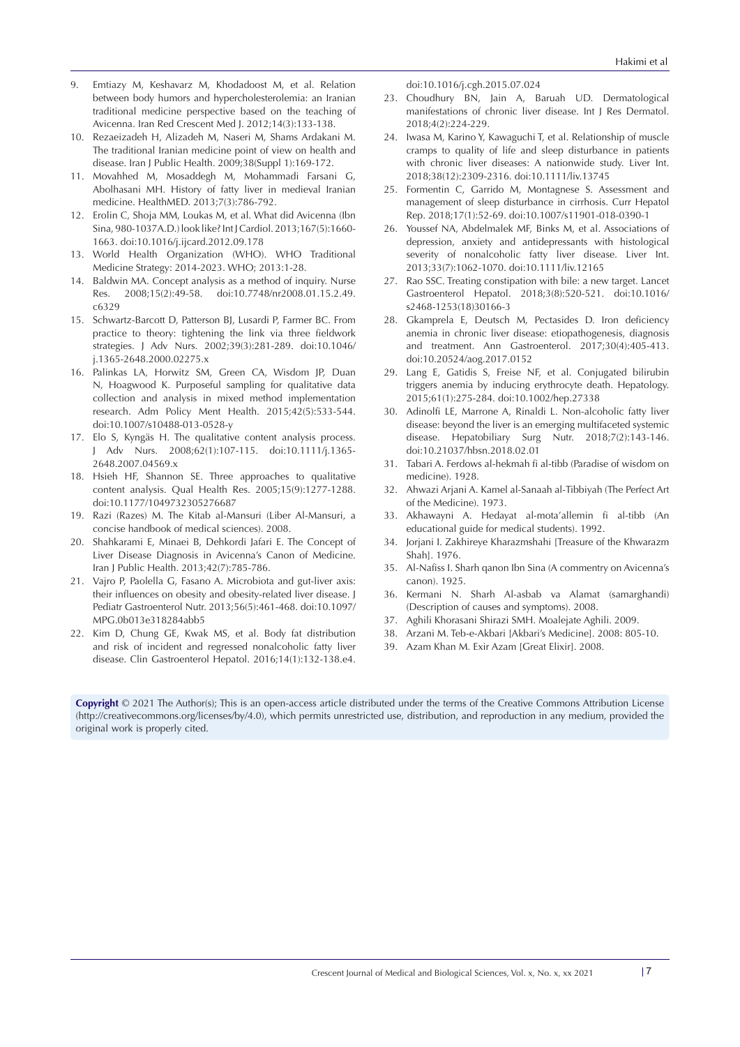9. Emtiazy M, Keshavarz M, Khodadoost M, et al. Relation between body humors and hypercholesterolemia: an Iranian traditional medicine perspective based on the teaching of Avicenna. Iran Red Crescent Med J. 2012;14(3):133-138.
10. Rezaeizadeh H, Alizadeh M, Naseri M, Shams Ardakani M. The traditional Iranian medicine point of view on health and disease. Iran J Public Health. 2009;38(Suppl 1):169-172.
11. Movahhed M, Mosaddegh M, Mohammadi Farsani G, Abolhasani MH. History of fatty liver in medieval Iranian medicine. HealthMED. 2013;7(3):786-792.
12. Erolin C, Shoja MM, Loukas M, et al. What did Avicenna (Ibn Sina, 980-1037A.D.) look like? Int J Cardiol. 2013;167(5):1660-1663. doi:10.1016/j.ijcard.2012.09.178
13. World Health Organization (WHO). WHO Traditional Medicine Strategy: 2014-2023. WHO; 2013:1-28.
14. Baldwin MA. Concept analysis as a method of inquiry. Nurse Res. 2008;15(2):49-58. doi:10.7748/nr2008.01.15.2.49.c6329
15. Schwartz-Barcott D, Patterson BJ, Lusardi P, Farmer BC. From practice to theory: tightening the link via three fieldwork strategies. J Adv Nurs. 2002;39(3):281-289. doi:10.1046/j.1365-2648.2000.02275.x
16. Palinkas LA, Horwitz SM, Green CA, Wisdom JP, Duan N, Hoagwood K. Purposeful sampling for qualitative data collection and analysis in mixed method implementation research. Adm Policy Ment Health. 2015;42(5):533-544. doi:10.1007/s10488-013-0528-y
17. Elo S, Kyngäs H. The qualitative content analysis process. J Adv Nurs. 2008;62(1):107-115. doi:10.1111/j.1365-2648.2007.04569.x
18. Hsieh HF, Shannon SE. Three approaches to qualitative content analysis. Qual Health Res. 2005;15(9):1277-1288. doi:10.1177/1049732305276687
19. Razi (Razes) M. The Kitab al-Mansuri (Liber Al-Mansuri, a concise handbook of medical sciences). 2008.
20. Shahkarami E, Minaei B, Dehkordi Jafari E. The Concept of Liver Disease Diagnosis in Avicenna's Canon of Medicine. Iran J Public Health. 2013;42(7):785-786.
21. Vajro P, Paolella G, Fasano A. Microbiota and gut-liver axis: their influences on obesity and obesity-related liver disease. J Pediatr Gastroenterol Nutr. 2013;56(5):461-468. doi:10.1097/MPG.0b013e318284abb5
22. Kim D, Chung GE, Kwak MS, et al. Body fat distribution and risk of incident and regressed nonalcoholic fatty liver disease. Clin Gastroenterol Hepatol. 2016;14(1):132-138.e4. doi:10.1016/j.cgh.2015.07.024
23. Choudhury BN, Jain A, Baruah UD. Dermatological manifestations of chronic liver disease. Int J Res Dermatol. 2018;4(2):224-229.
24. Iwasa M, Karino Y, Kawaguchi T, et al. Relationship of muscle cramps to quality of life and sleep disturbance in patients with chronic liver diseases: A nationwide study. Liver Int. 2018;38(12):2309-2316. doi:10.1111/liv.13745
25. Formentin C, Garrido M, Montagnese S. Assessment and management of sleep disturbance in cirrhosis. Curr Hepatol Rep. 2018;17(1):52-69. doi:10.1007/s11901-018-0390-1
26. Youssef NA, Abdelmalek MF, Binks M, et al. Associations of depression, anxiety and antidepressants with histological severity of nonalcoholic fatty liver disease. Liver Int. 2013;33(7):1062-1070. doi:10.1111/liv.12165
27. Rao SSC. Treating constipation with bile: a new target. Lancet Gastroenterol Hepatol. 2018;3(8):520-521. doi:10.1016/s2468-1253(18)30166-3
28. Gkamprela E, Deutsch M, Pectasides D. Iron deficiency anemia in chronic liver disease: etiopathogenesis, diagnosis and treatment. Ann Gastroenterol. 2017;30(4):405-413. doi:10.20524/aog.2017.0152
29. Lang E, Gatidis S, Freise NF, et al. Conjugated bilirubin triggers anemia by inducing erythrocyte death. Hepatology. 2015;61(1):275-284. doi:10.1002/hep.27338
30. Adinolfi LE, Marrone A, Rinaldi L. Non-alcoholic fatty liver disease: beyond the liver is an emerging multifaceted systemic disease. Hepatobiliary Surg Nutr. 2018;7(2):143-146. doi:10.21037/hbsn.2018.02.01
31. Tabari A. Ferdows al-hekmah fi al-tibb (Paradise of wisdom on medicine). 1928.
32. Ahwazi Arjani A. Kamel al-Sanaah al-Tibbiyah (The Perfect Art of the Medicine). 1973.
33. Akhawayni A. Hedayat al-mota'allemin fi al-tibb (An educational guide for medical students). 1992.
34. Jorjani I. Zakhireye Kharazmshahi [Treasure of the Khwarazm Shah]. 1976.
35. Al-Nafiss I. Sharh qanon Ibn Sina (A commentry on Avicenna's canon). 1925.
36. Kermani N. Sharh Al-asbab va Alamat (samarghandi) (Description of causes and symptoms). 2008.
37. Aghili Khorasani Shirazi SMH. Moalejate Aghili. 2009.
38. Arzani M. Teb-e-Akbari [Akbari's Medicine]. 2008: 805-10.
39. Azam Khan M. Exir Azam [Great Elixir]. 2008.

**Copyright** © 2021 The Author(s); This is an open-access article distributed under the terms of the Creative Commons Attribution License (http://creativecommons.org/licenses/by/4.0), which permits unrestricted use, distribution, and reproduction in any medium, provided the original work is properly cited.